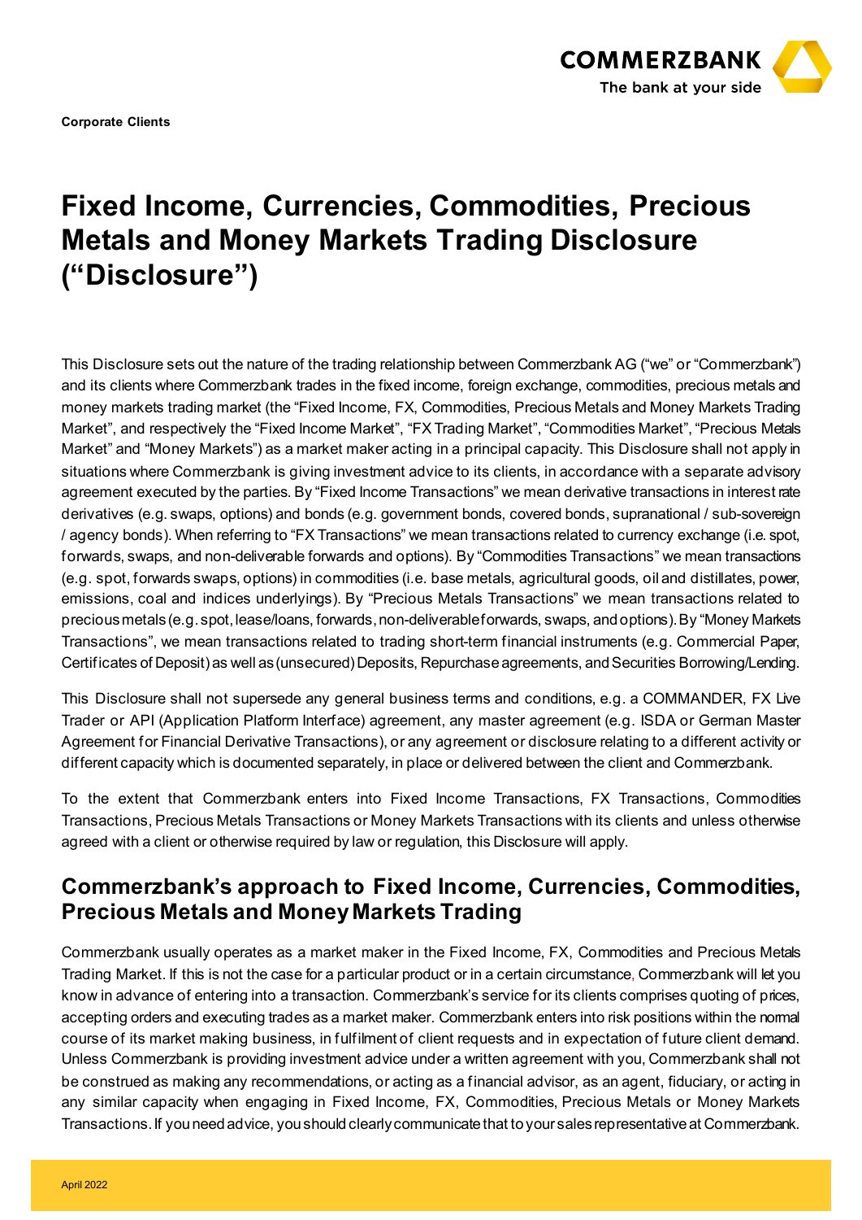**Corporate Clients**

# Fixed Income, Currencies, Commodities, Precious Metals and Money Markets Trading Disclosure ("Disclosure")

This Disclosure sets out the nature of the trading relationship between Commerzbank AG ("we" or "Commerzbank") and its clients where Commerzbank trades in the fixed income, foreign exchange, commodities, precious metals and money markets trading market (the "Fixed Income, FX, Commodities, Precious Metals and Money Markets Trading Market", and respectively the "Fixed Income Market", "FX Trading Market", "Commodities Market", "Precious Metals Market" and "Money Markets") as a market maker acting in a principal capacity. This Disclosure shall not apply in situations where Commerzbank is giving investment advice to its clients, in accordance with a separate advisory agreement executed by the parties. By "Fixed Income Transactions" we mean derivative transactions in interest rate derivatives (e.g. swaps, options) and bonds (e.g. government bonds, covered bonds, supranational / sub-sovereign / agency bonds). When referring to "FX Transactions" we mean transactions related to currency exchange (i.e. spot, forwards, swaps, and non-deliverable forwards and options). By "Commodities Transactions" we mean transactions (e.g. spot, forwards swaps, options) in commodities (i.e. base metals, agricultural goods, oil and distillates, power, emissions, coal and indices underlyings). By "Precious Metals Transactions" we mean transactions related to precious metals (e.g. spot, lease/loans, forwards, non-deliverable forwards, swaps, and options). By "Money Markets Transactions", we mean transactions related to trading short-term financial instruments (e.g. Commercial Paper, Certificates of Deposit) as well as (unsecured) Deposits, Repurchase agreements, and Securities Borrowing/Lending.

This Disclosure shall not supersede any general business terms and conditions, e.g. a COMMANDER, FX Live Trader or API (Application Platform Interface) agreement, any master agreement (e.g. ISDA or German Master Agreement for Financial Derivative Transactions), or any agreement or disclosure relating to a different activity or different capacity which is documented separately, in place or delivered between the client and Commerzbank.

To the extent that Commerzbank enters into Fixed Income Transactions, FX Transactions, Commodities Transactions, Precious Metals Transactions or Money Markets Transactions with its clients and unless otherwise agreed with a client or otherwise required by law or regulation, this Disclosure will apply.

## Commerzbank's approach to Fixed Income, Currencies, Commodities, Precious Metals and Money Markets Trading

Commerzbank usually operates as a market maker in the Fixed Income, FX, Commodities and Precious Metals Trading Market. If this is not the case for a particular product or in a certain circumstance, Commerzbank will let you know in advance of entering into a transaction. Commerzbank's service for its clients comprises quoting of prices, accepting orders and executing trades as a market maker. Commerzbank enters into risk positions within the normal course of its market making business, in fulfilment of client requests and in expectation of future client demand. Unless Commerzbank is providing investment advice under a written agreement with you, Commerzbank shall not be construed as making any recommendations, or acting as a financial advisor, as an agent, fiduciary, or acting in any similar capacity when engaging in Fixed Income, FX, Commodities, Precious Metals or Money Markets Transactions. If you need advice, you should clearly communicate that to your sales representative at Commerzbank.

April 2022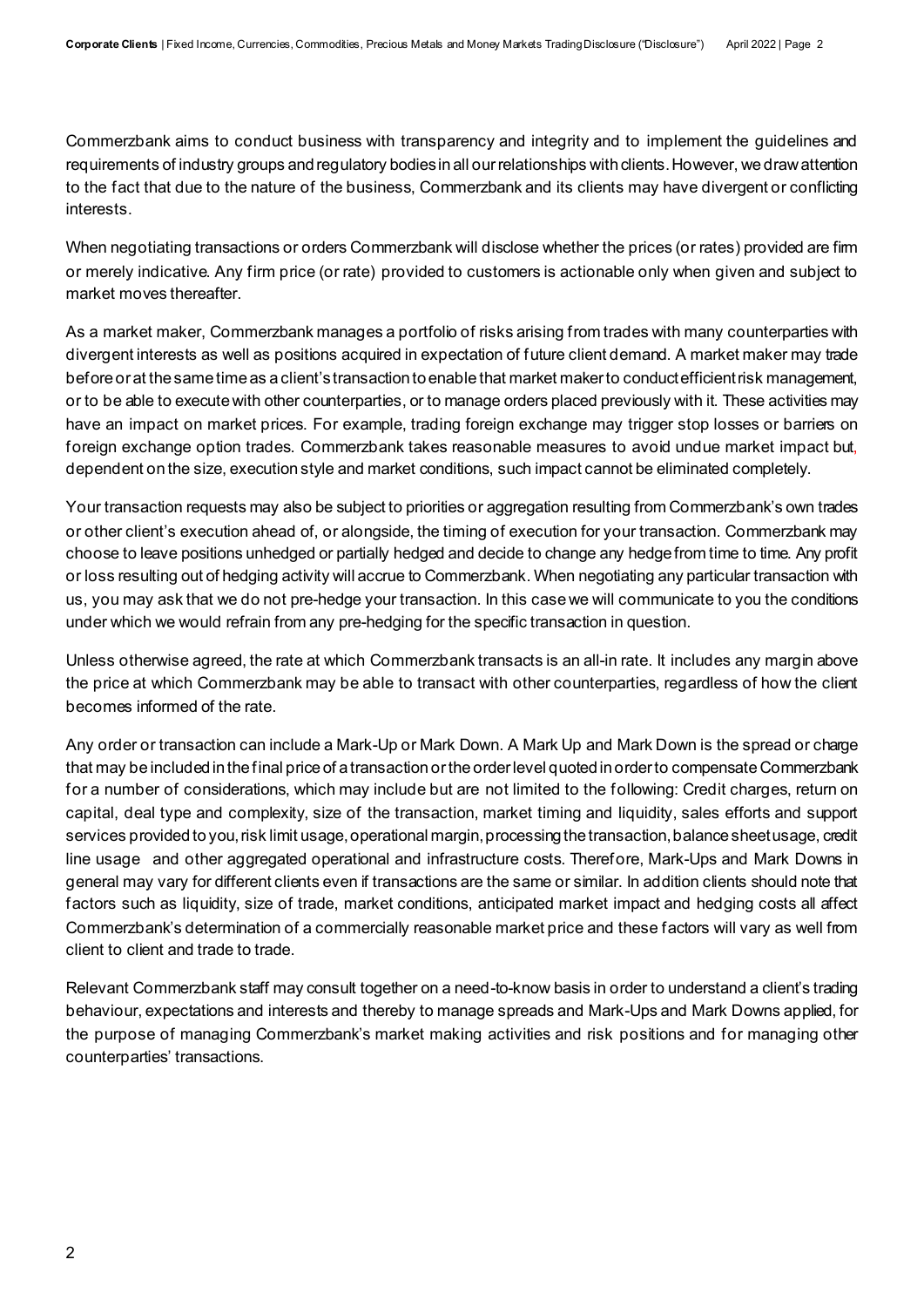Commerzbank aims to conduct business with transparency and integrity and to implement the guidelines and requirements of industry groups and regulatory bodies in all our relationships with clients. However, we draw attention to the fact that due to the nature of the business, Commerzbank and its clients may have divergent or conflicting interests.

When negotiating transactions or orders Commerzbank will disclose whether the prices (or rates) provided are firm or merely indicative. Any firm price (or rate) provided to customers is actionable only when given and subject to market moves thereafter.

As a market maker, Commerzbank manages a portfolio of risks arising from trades with many counterparties with divergent interests as well as positions acquired in expectation of future client demand. A market maker may trade before or at the same time as a client's transaction to enable that market maker to conduct efficient risk management, or to be able to execute with other counterparties, or to manage orders placed previously with it. These activities may have an impact on market prices. For example, trading foreign exchange may trigger stop losses or barriers on foreign exchange option trades. Commerzbank takes reasonable measures to avoid undue market impact but, dependent on the size, execution style and market conditions, such impact cannot be eliminated completely.

Your transaction requests may also be subject to priorities or aggregation resulting from Commerzbank's own trades or other client's execution ahead of, or alongside, the timing of execution for your transaction. Commerzbank may choose to leave positions unhedged or partially hedged and decide to change any hedge from time to time. Any profit or loss resulting out of hedging activity will accrue to Commerzbank. When negotiating any particular transaction with us, you may ask that we do not pre-hedge your transaction. In this case we will communicate to you the conditions under which we would refrain from any pre-hedging for the specific transaction in question.

Unless otherwise agreed, the rate at which Commerzbank transacts is an all-in rate. It includes any margin above the price at which Commerzbank may be able to transact with other counterparties, regardless of how the client becomes informed of the rate.

Any order or transaction can include a Mark-Up or Mark Down. A Mark Up and Mark Down is the spread or charge that may be included in the final price of a transaction or the order level quoted in order to compensate Commerzbank for a number of considerations, which may include but are not limited to the following: Credit charges, return on capital, deal type and complexity, size of the transaction, market timing and liquidity, sales efforts and support services provided to you, risk limit usage, operational margin, processing the transaction, balance sheet usage, credit line usage and other aggregated operational and infrastructure costs. Therefore, Mark-Ups and Mark Downs in general may vary for different clients even if transactions are the same or similar. In addition clients should note that factors such as liquidity, size of trade, market conditions, anticipated market impact and hedging costs all affect Commerzbank's determination of a commercially reasonable market price and these factors will vary as well from client to client and trade to trade.

Relevant Commerzbank staff may consult together on a need-to-know basis in order to understand a client's trading behaviour, expectations and interests and thereby to manage spreads and Mark-Ups and Mark Downs applied, for the purpose of managing Commerzbank's market making activities and risk positions and for managing other counterparties' transactions.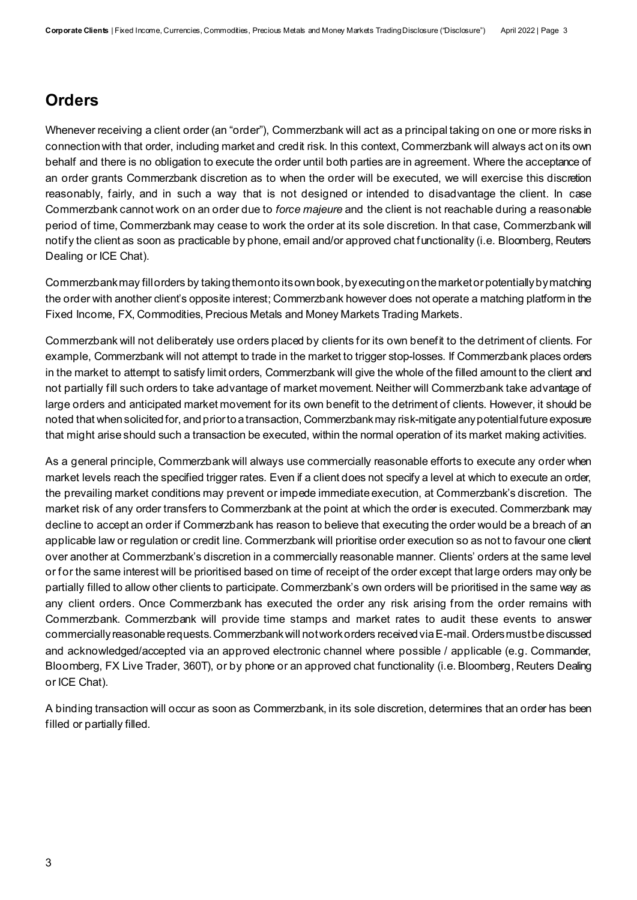## Orders

Whenever receiving a client order (an "order"), Commerzbank will act as a principal taking on one or more risks in connection with that order, including market and credit risk. In this context, Commerzbank will always act on its own behalf and there is no obligation to execute the order until both parties are in agreement. Where the acceptance of an order grants Commerzbank discretion as to when the order will be executed, we will exercise this discretion reasonably, fairly, and in such a way that is not designed or intended to disadvantage the client. In case Commerzbank cannot work on an order due to *force majeure* and the client is not reachable during a reasonable period of time, Commerzbank may cease to work the order at its sole discretion. In that case, Commerzbank will notify the client as soon as practicable by phone, email and/or approved chat functionality (i.e. Bloomberg, Reuters Dealing or ICE Chat).

Commerzbank may fill orders by taking them onto its own book, by executing on the market or potentially by matching the order with another client's opposite interest; Commerzbank however does not operate a matching platform in the Fixed Income, FX, Commodities, Precious Metals and Money Markets Trading Markets.

Commerzbank will not deliberately use orders placed by clients for its own benefit to the detriment of clients. For example, Commerzbank will not attempt to trade in the market to trigger stop-losses. If Commerzbank places orders in the market to attempt to satisfy limit orders, Commerzbank will give the whole of the filled amount to the client and not partially fill such orders to take advantage of market movement. Neither will Commerzbank take advantage of large orders and anticipated market movement for its own benefit to the detriment of clients. However, it should be noted that when solicited for, and prior to a transaction, Commerzbank may risk-mitigate any potential future exposure that might arise should such a transaction be executed, within the normal operation of its market making activities.

As a general principle, Commerzbank will always use commercially reasonable efforts to execute any order when market levels reach the specified trigger rates. Even if a client does not specify a level at which to execute an order, the prevailing market conditions may prevent or impede immediate execution, at Commerzbank's discretion. The market risk of any order transfers to Commerzbank at the point at which the order is executed. Commerzbank may decline to accept an order if Commerzbank has reason to believe that executing the order would be a breach of an applicable law or regulation or credit line. Commerzbank will prioritise order execution so as not to favour one client over another at Commerzbank's discretion in a commercially reasonable manner. Clients' orders at the same level or for the same interest will be prioritised based on time of receipt of the order except that large orders may only be partially filled to allow other clients to participate. Commerzbank's own orders will be prioritised in the same way as any client orders. Once Commerzbank has executed the order any risk arising from the order remains with Commerzbank. Commerzbank will provide time stamps and market rates to audit these events to answer commercially reasonable requests. Commerzbank will not work orders received via E-mail. Orders must be discussed and acknowledged/accepted via an approved electronic channel where possible / applicable (e.g. Commander, Bloomberg, FX Live Trader, 360T), or by phone or an approved chat functionality (i.e. Bloomberg, Reuters Dealing or ICE Chat).

A binding transaction will occur as soon as Commerzbank, in its sole discretion, determines that an order has been filled or partially filled.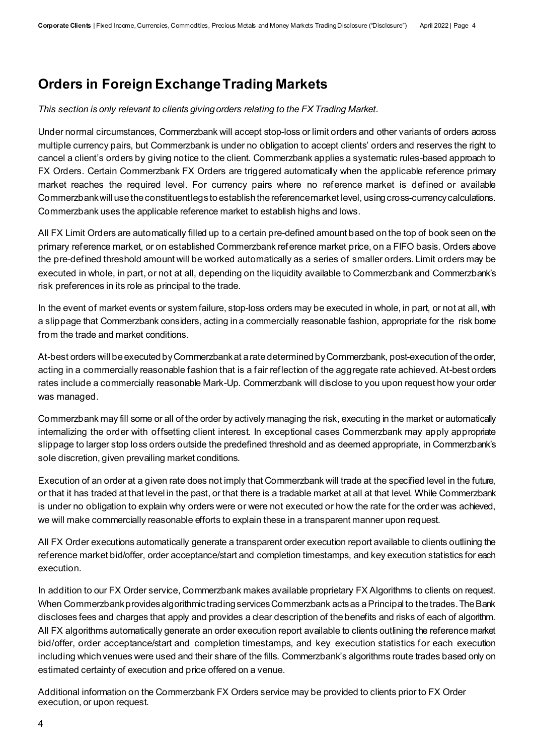## Orders in Foreign Exchange Trading Markets

*This section is only relevant to clients giving orders relating to the FX Trading Market.*

Under normal circumstances, Commerzbank will accept stop-loss or limit orders and other variants of orders across multiple currency pairs, but Commerzbank is under no obligation to accept clients' orders and reserves the right to cancel a client's orders by giving notice to the client. Commerzbank applies a systematic rules-based approach to FX Orders. Certain Commerzbank FX Orders are triggered automatically when the applicable reference primary market reaches the required level. For currency pairs where no reference market is defined or available Commerzbank will use the constituent legs to establish the reference market level, using cross-currency calculations. Commerzbank uses the applicable reference market to establish highs and lows.

All FX Limit Orders are automatically filled up to a certain pre-defined amount based on the top of book seen on the primary reference market, or on established Commerzbank reference market price, on a FIFO basis. Orders above the pre-defined threshold amount will be worked automatically as a series of smaller orders. Limit orders may be executed in whole, in part, or not at all, depending on the liquidity available to Commerzbank and Commerzbank's risk preferences in its role as principal to the trade.

In the event of market events or system failure, stop-loss orders may be executed in whole, in part, or not at all, with a slippage that Commerzbank considers, acting in a commercially reasonable fashion, appropriate for the risk borne from the trade and market conditions.

At-best orders will be executed by Commerzbank at a rate determined by Commerzbank, post-execution of the order, acting in a commercially reasonable fashion that is a fair reflection of the aggregate rate achieved. At-best orders rates include a commercially reasonable Mark-Up. Commerzbank will disclose to you upon request how your order was managed.

Commerzbank may fill some or all of the order by actively managing the risk, executing in the market or automatically internalizing the order with offsetting client interest. In exceptional cases Commerzbank may apply appropriate slippage to larger stop loss orders outside the predefined threshold and as deemed appropriate, in Commerzbank's sole discretion, given prevailing market conditions.

Execution of an order at a given rate does not imply that Commerzbank will trade at the specified level in the future, or that it has traded at that level in the past, or that there is a tradable market at all at that level. While Commerzbank is under no obligation to explain why orders were or were not executed or how the rate for the order was achieved, we will make commercially reasonable efforts to explain these in a transparent manner upon request.

All FX Order executions automatically generate a transparent order execution report available to clients outlining the reference market bid/offer, order acceptance/start and completion timestamps, and key execution statistics for each execution.

In addition to our FX Order service, Commerzbank makes available proprietary FX Algorithms to clients on request. When Commerzbank provides algorithmic trading services Commerzbank acts as a Principal to the trades. The Bank discloses fees and charges that apply and provides a clear description of the benefits and risks of each of algorithm. All FX algorithms automatically generate an order execution report available to clients outlining the reference market bid/offer, order acceptance/start and completion timestamps, and key execution statistics for each execution including which venues were used and their share of the fills. Commerzbank's algorithms route trades based only on estimated certainty of execution and price offered on a venue.

Additional information on the Commerzbank FX Orders service may be provided to clients prior to FX Order execution, or upon request.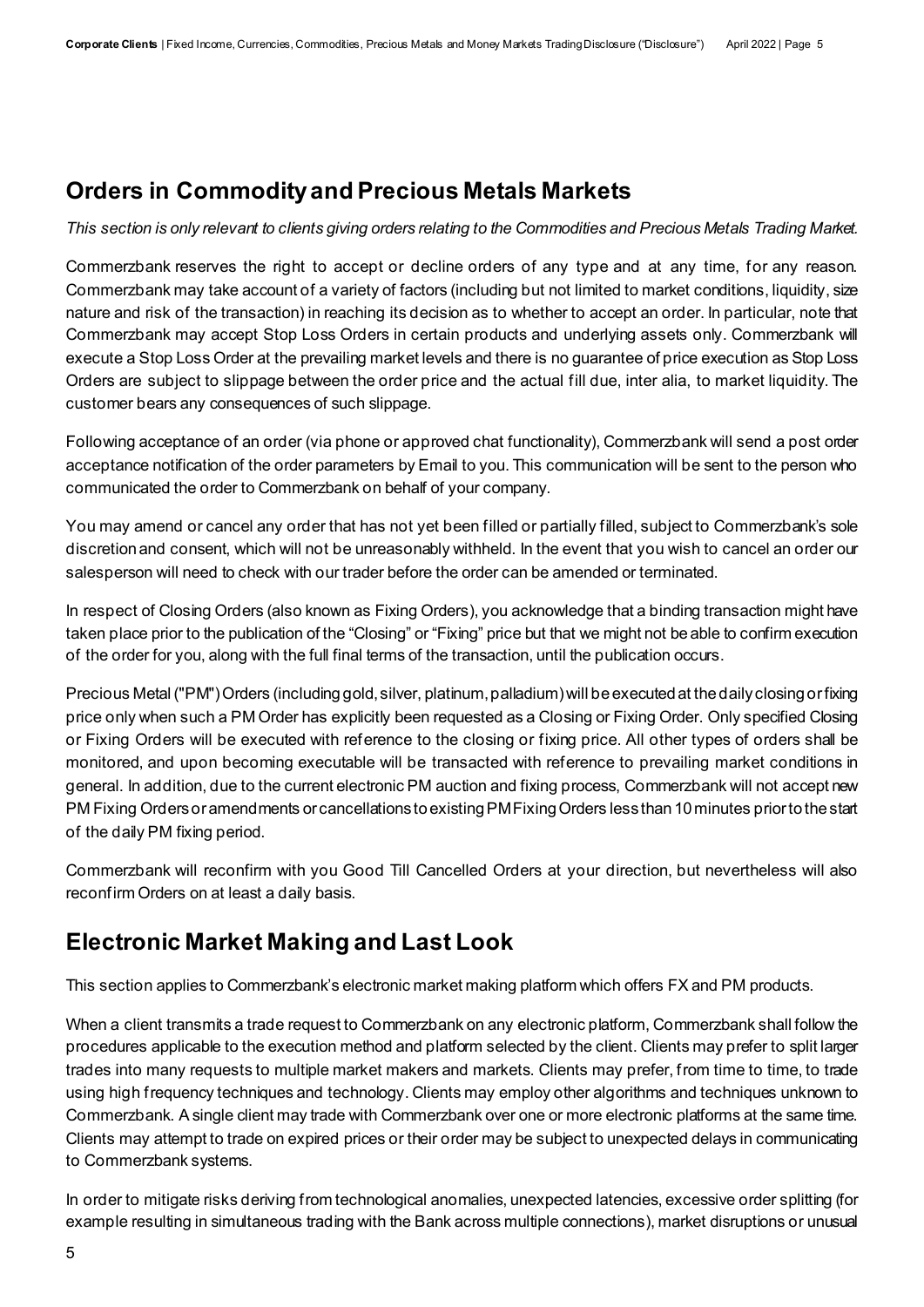## Orders in Commodity and Precious Metals Markets

*This section is only relevant to clients giving orders relating to the Commodities and Precious Metals Trading Market.*

Commerzbank reserves the right to accept or decline orders of any type and at any time, for any reason. Commerzbank may take account of a variety of factors (including but not limited to market conditions, liquidity, size nature and risk of the transaction) in reaching its decision as to whether to accept an order. In particular, note that Commerzbank may accept Stop Loss Orders in certain products and underlying assets only. Commerzbank will execute a Stop Loss Order at the prevailing market levels and there is no guarantee of price execution as Stop Loss Orders are subject to slippage between the order price and the actual fill due, inter alia, to market liquidity. The customer bears any consequences of such slippage.

Following acceptance of an order (via phone or approved chat functionality), Commerzbank will send a post order acceptance notification of the order parameters by Email to you. This communication will be sent to the person who communicated the order to Commerzbank on behalf of your company.

You may amend or cancel any order that has not yet been filled or partially filled, subject to Commerzbank's sole discretion and consent, which will not be unreasonably withheld. In the event that you wish to cancel an order our salesperson will need to check with our trader before the order can be amended or terminated.

In respect of Closing Orders (also known as Fixing Orders), you acknowledge that a binding transaction might have taken place prior to the publication of the "Closing" or "Fixing" price but that we might not be able to confirm execution of the order for you, along with the full final terms of the transaction, until the publication occurs.

Precious Metal ("PM") Orders (including gold, silver, platinum, palladium) will be executed at the daily closing or fixing price only when such a PM Order has explicitly been requested as a Closing or Fixing Order. Only specified Closing or Fixing Orders will be executed with reference to the closing or fixing price. All other types of orders shall be monitored, and upon becoming executable will be transacted with reference to prevailing market conditions in general. In addition, due to the current electronic PM auction and fixing process, Commerzbank will not accept new PM Fixing Orders or amendments or cancellations to existing PM Fixing Orders less than 10 minutes prior to the start of the daily PM fixing period.

Commerzbank will reconfirm with you Good Till Cancelled Orders at your direction, but nevertheless will also reconfirm Orders on at least a daily basis.

## Electronic Market Making and Last Look

This section applies to Commerzbank's electronic market making platform which offers FX and PM products.

When a client transmits a trade request to Commerzbank on any electronic platform, Commerzbank shall follow the procedures applicable to the execution method and platform selected by the client. Clients may prefer to split larger trades into many requests to multiple market makers and markets. Clients may prefer, from time to time, to trade using high frequency techniques and technology. Clients may employ other algorithms and techniques unknown to Commerzbank. A single client may trade with Commerzbank over one or more electronic platforms at the same time. Clients may attempt to trade on expired prices or their order may be subject to unexpected delays in communicating to Commerzbank systems.

In order to mitigate risks deriving from technological anomalies, unexpected latencies, excessive order splitting (for example resulting in simultaneous trading with the Bank across multiple connections), market disruptions or unusual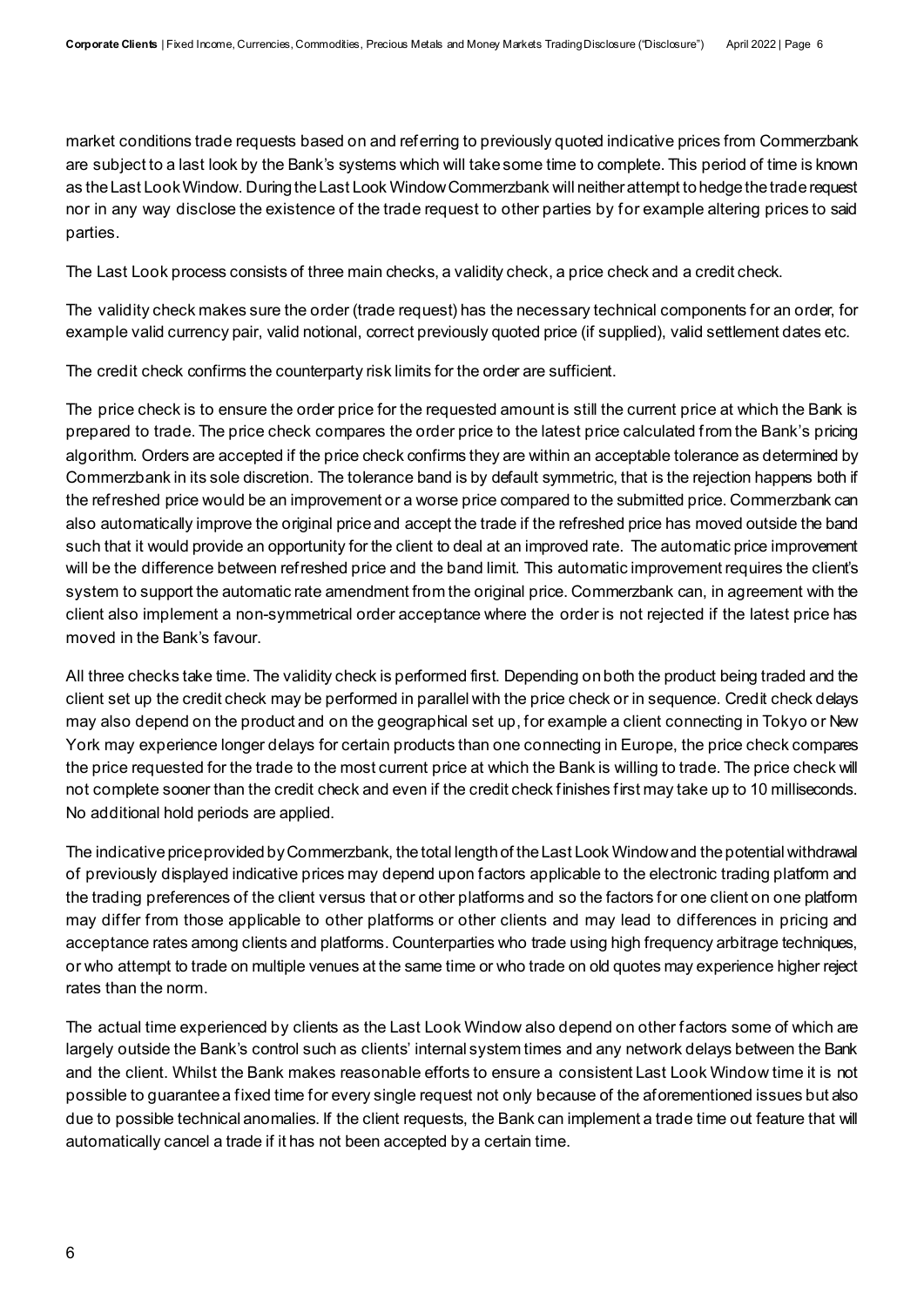market conditions trade requests based on and referring to previously quoted indicative prices from Commerzbank are subject to a last look by the Bank's systems which will take some time to complete. This period of time is known as the Last Look Window. During the Last Look Window Commerzbank will neither attempt to hedge the trade request nor in any way disclose the existence of the trade request to other parties by for example altering prices to said parties.

The Last Look process consists of three main checks, a validity check, a price check and a credit check.

The validity check makes sure the order (trade request) has the necessary technical components for an order, for example valid currency pair, valid notional, correct previously quoted price (if supplied), valid settlement dates etc.

The credit check confirms the counterparty risk limits for the order are sufficient.

The price check is to ensure the order price for the requested amount is still the current price at which the Bank is prepared to trade. The price check compares the order price to the latest price calculated from the Bank's pricing algorithm. Orders are accepted if the price check confirms they are within an acceptable tolerance as determined by Commerzbank in its sole discretion. The tolerance band is by default symmetric, that is the rejection happens both if the refreshed price would be an improvement or a worse price compared to the submitted price. Commerzbank can also automatically improve the original price and accept the trade if the refreshed price has moved outside the band such that it would provide an opportunity for the client to deal at an improved rate. The automatic price improvement will be the difference between refreshed price and the band limit. This automatic improvement requires the client's system to support the automatic rate amendment from the original price. Commerzbank can, in agreement with the client also implement a non-symmetrical order acceptance where the order is not rejected if the latest price has moved in the Bank's favour.

All three checks take time. The validity check is performed first. Depending on both the product being traded and the client set up the credit check may be performed in parallel with the price check or in sequence. Credit check delays may also depend on the product and on the geographical set up, for example a client connecting in Tokyo or New York may experience longer delays for certain products than one connecting in Europe, the price check compares the price requested for the trade to the most current price at which the Bank is willing to trade. The price check will not complete sooner than the credit check and even if the credit check finishes first may take up to 10 milliseconds. No additional hold periods are applied.

The indicative price provided by Commerzbank, the total length of the Last Look Window and the potential withdrawal of previously displayed indicative prices may depend upon factors applicable to the electronic trading platform and the trading preferences of the client versus that or other platforms and so the factors for one client on one platform may differ from those applicable to other platforms or other clients and may lead to differences in pricing and acceptance rates among clients and platforms. Counterparties who trade using high frequency arbitrage techniques, or who attempt to trade on multiple venues at the same time or who trade on old quotes may experience higher reject rates than the norm.

The actual time experienced by clients as the Last Look Window also depend on other factors some of which are largely outside the Bank's control such as clients' internal system times and any network delays between the Bank and the client. Whilst the Bank makes reasonable efforts to ensure a consistent Last Look Window time it is not possible to guarantee a fixed time for every single request not only because of the aforementioned issues but also due to possible technical anomalies. If the client requests, the Bank can implement a trade time out feature that will automatically cancel a trade if it has not been accepted by a certain time.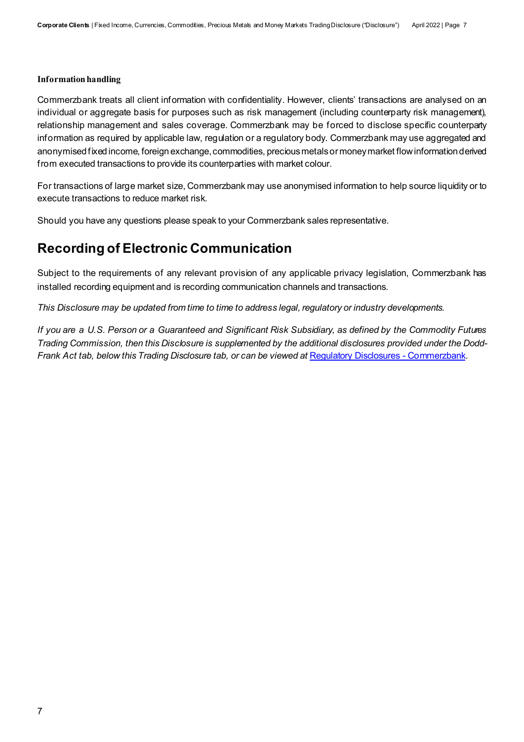**Information handling**

Commerzbank treats all client information with confidentiality. However, clients' transactions are analysed on an individual or aggregate basis for purposes such as risk management (including counterparty risk management), relationship management and sales coverage. Commerzbank may be forced to disclose specific counterparty information as required by applicable law, regulation or a regulatory body. Commerzbank may use aggregated and anonymised fixed income, foreign exchange, commodities, precious metals or money market flow information derived from executed transactions to provide its counterparties with market colour.

For transactions of large market size, Commerzbank may use anonymised information to help source liquidity or to execute transactions to reduce market risk.

Should you have any questions please speak to your Commerzbank sales representative.

## Recording of Electronic Communication

Subject to the requirements of any relevant provision of any applicable privacy legislation, Commerzbank has installed recording equipment and is recording communication channels and transactions.

*This Disclosure may be updated from time to time to address legal, regulatory or industry developments.*

*If you are a U.S. Person or a Guaranteed and Significant Risk Subsidiary, as defined by the Commodity Futures Trading Commission, then this Disclosure is supplemented by the additional disclosures provided under the Dodd-Frank Act tab, below this Trading Disclosure tab, or can be viewed at* Regulatory Disclosures - Commerzbank.